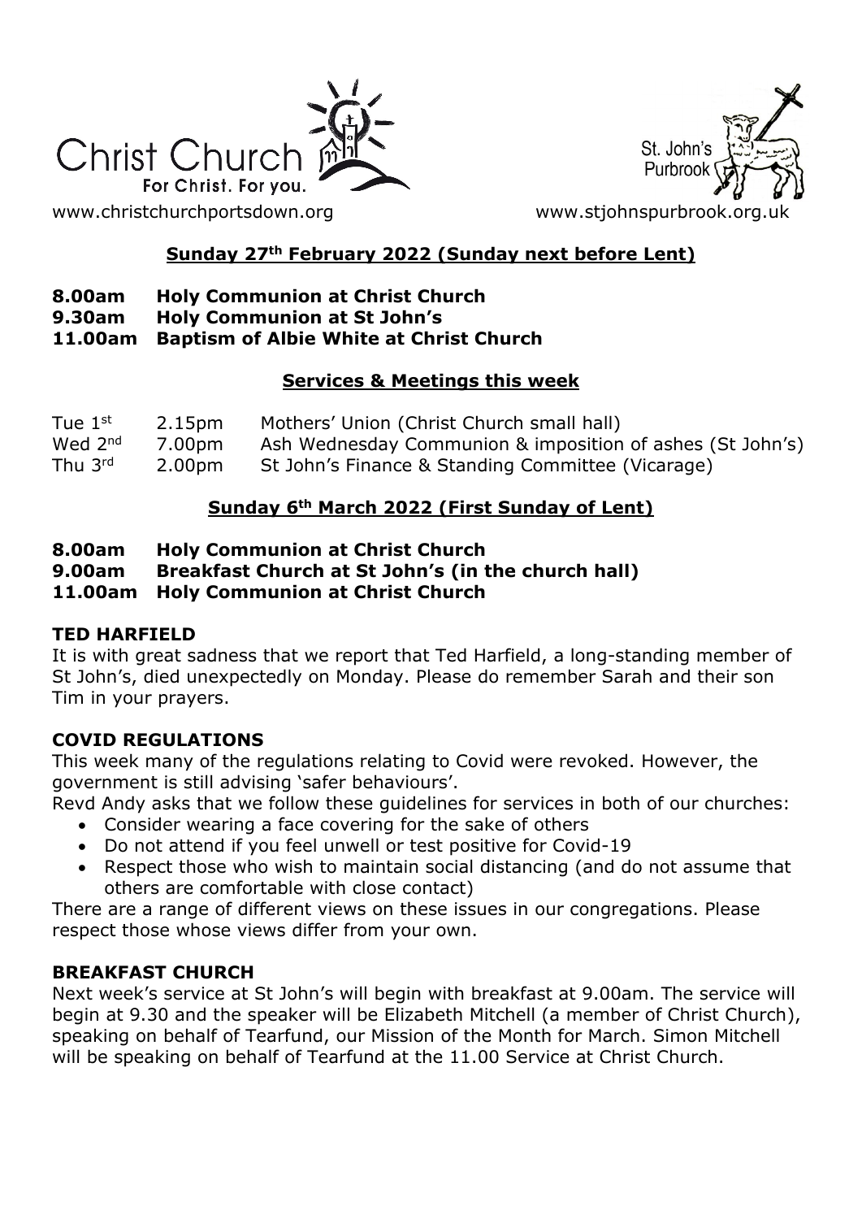Christ Church
For Christ. For you.

St. John's Purbrook

www.christchurchportsdown.org www.stjohnspurbrook.org.uk

## Sunday 27th February 2022 (Sunday next before Lent)

**8.00am Holy Communion at Christ Church**
**9.30am Holy Communion at St John's**
**11.00am Baptism of Albie White at Christ Church**

## Services & Meetings this week

| | | |
|---|---|---|
| Tue 1st | 2.15pm | Mothers' Union (Christ Church small hall) |
| Wed 2nd | 7.00pm | Ash Wednesday Communion & imposition of ashes (St John's) |
| Thu 3rd | 2.00pm | St John's Finance & Standing Committee (Vicarage) |

## Sunday 6th March 2022 (First Sunday of Lent)

**8.00am Holy Communion at Christ Church**
**9.00am Breakfast Church at St John's (in the church hall)**
**11.00am Holy Communion at Christ Church**

### TED HARFIELD

It is with great sadness that we report that Ted Harfield, a long-standing member of St John's, died unexpectedly on Monday. Please do remember Sarah and their son Tim in your prayers.

### COVID REGULATIONS

This week many of the regulations relating to Covid were revoked. However, the government is still advising 'safer behaviours'.

Revd Andy asks that we follow these guidelines for services in both of our churches:

- Consider wearing a face covering for the sake of others
- Do not attend if you feel unwell or test positive for Covid-19
- Respect those who wish to maintain social distancing (and do not assume that others are comfortable with close contact)

There are a range of different views on these issues in our congregations. Please respect those whose views differ from your own.

### BREAKFAST CHURCH

Next week's service at St John's will begin with breakfast at 9.00am. The service will begin at 9.30 and the speaker will be Elizabeth Mitchell (a member of Christ Church), speaking on behalf of Tearfund, our Mission of the Month for March. Simon Mitchell will be speaking on behalf of Tearfund at the 11.00 Service at Christ Church.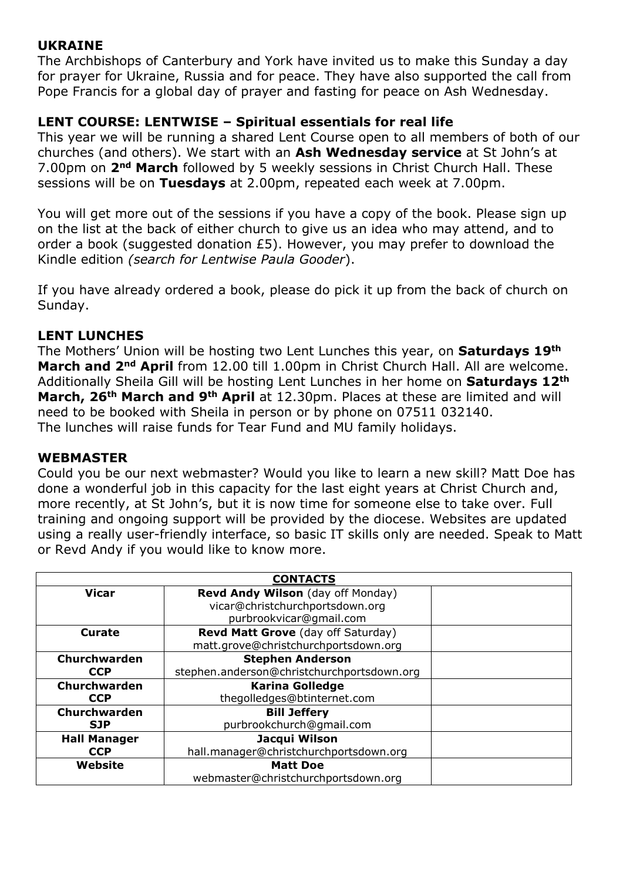## UKRAINE

The Archbishops of Canterbury and York have invited us to make this Sunday a day for prayer for Ukraine, Russia and for peace. They have also supported the call from Pope Francis for a global day of prayer and fasting for peace on Ash Wednesday.

## LENT COURSE: LENTWISE – Spiritual essentials for real life

This year we will be running a shared Lent Course open to all members of both of our churches (and others). We start with an **Ash Wednesday service** at St John's at 7.00pm on **2nd March** followed by 5 weekly sessions in Christ Church Hall. These sessions will be on **Tuesdays** at 2.00pm, repeated each week at 7.00pm.

You will get more out of the sessions if you have a copy of the book. Please sign up on the list at the back of either church to give us an idea who may attend, and to order a book (suggested donation £5). However, you may prefer to download the Kindle edition *(search for Lentwise Paula Gooder*).

If you have already ordered a book, please do pick it up from the back of church on Sunday.

## LENT LUNCHES

The Mothers' Union will be hosting two Lent Lunches this year, on **Saturdays 19th March and 2nd April** from 12.00 till 1.00pm in Christ Church Hall. All are welcome. Additionally Sheila Gill will be hosting Lent Lunches in her home on **Saturdays 12th March, 26th March and 9th April** at 12.30pm. Places at these are limited and will need to be booked with Sheila in person or by phone on 07511 032140.
The lunches will raise funds for Tear Fund and MU family holidays.

## WEBMASTER

Could you be our next webmaster? Would you like to learn a new skill? Matt Doe has done a wonderful job in this capacity for the last eight years at Christ Church and, more recently, at St John's, but it is now time for someone else to take over. Full training and ongoing support will be provided by the diocese. Websites are updated using a really user-friendly interface, so basic IT skills only are needed. Speak to Matt or Revd Andy if you would like to know more.

| **CONTACTS** | | |
|---|---|---|
| **Vicar** | **Revd Andy Wilson** (day off Monday)<br>vicar@christchurchportsdown.org<br>purbrookvicar@gmail.com | |
| **Curate** | **Revd Matt Grove** (day off Saturday)<br>matt.grove@christchurchportsdown.org | |
| **Churchwarden CCP** | **Stephen Anderson**<br>stephen.anderson@christchurchportsdown.org | |
| **Churchwarden CCP** | **Karina Golledge**<br>thegolledges@btinternet.com | |
| **Churchwarden SJP** | **Bill Jeffery**<br>purbrookchurch@gmail.com | |
| **Hall Manager CCP** | **Jacqui Wilson**<br>hall.manager@christchurchportsdown.org | |
| **Website** | **Matt Doe**<br>webmaster@christchurchportsdown.org | |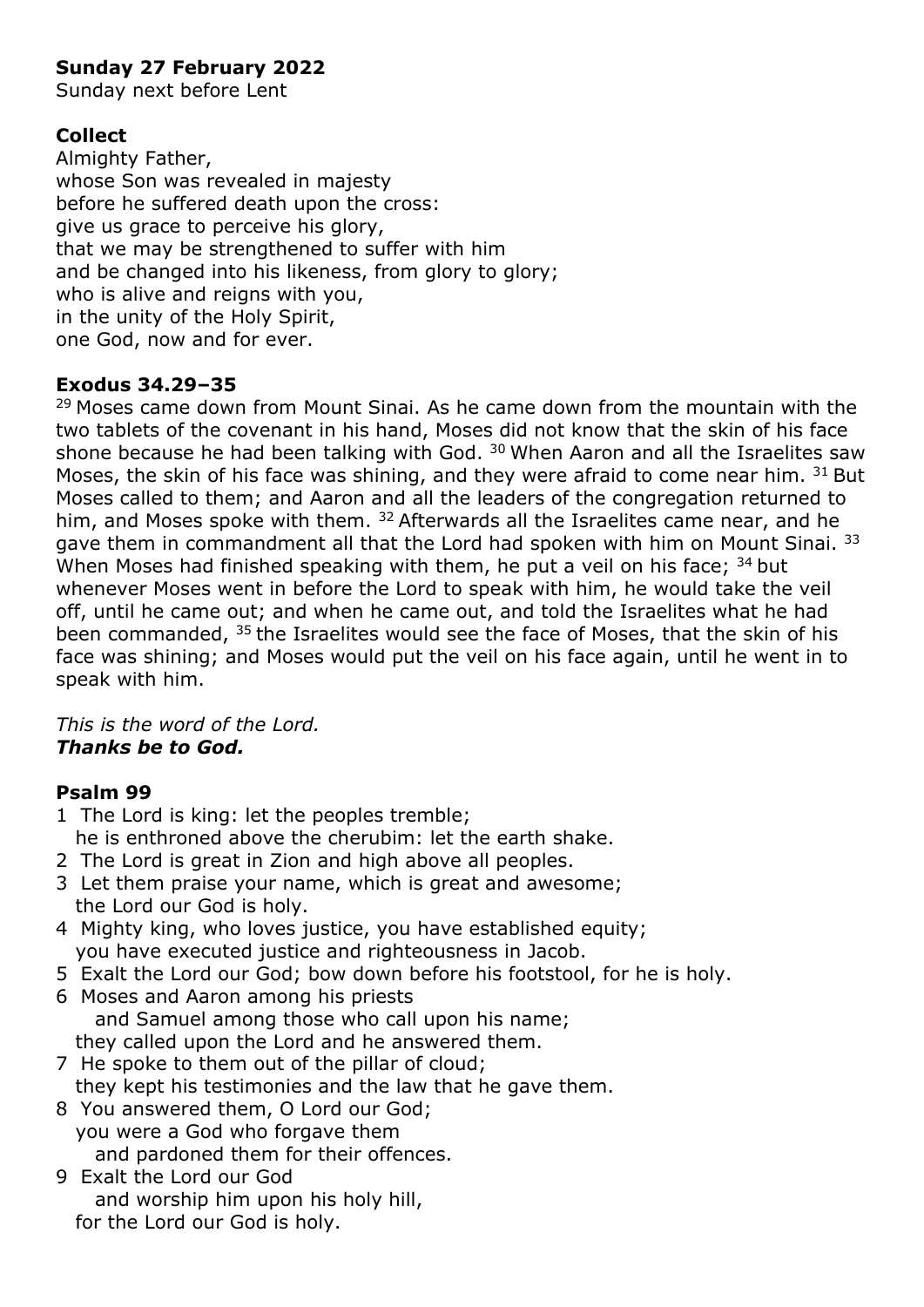**Sunday 27 February 2022**
Sunday next before Lent

**Collect**
Almighty Father,
whose Son was revealed in majesty
before he suffered death upon the cross:
give us grace to perceive his glory,
that we may be strengthened to suffer with him
and be changed into his likeness, from glory to glory;
who is alive and reigns with you,
in the unity of the Holy Spirit,
one God, now and for ever.

**Exodus 34.29–35**
[29] Moses came down from Mount Sinai. As he came down from the mountain with the two tablets of the covenant in his hand, Moses did not know that the skin of his face shone because he had been talking with God. [30] When Aaron and all the Israelites saw Moses, the skin of his face was shining, and they were afraid to come near him. [31] But Moses called to them; and Aaron and all the leaders of the congregation returned to him, and Moses spoke with them. [32] Afterwards all the Israelites came near, and he gave them in commandment all that the Lord had spoken with him on Mount Sinai. [33] When Moses had finished speaking with them, he put a veil on his face; [34] but whenever Moses went in before the Lord to speak with him, he would take the veil off, until he came out; and when he came out, and told the Israelites what he had been commanded, [35] the Israelites would see the face of Moses, that the skin of his face was shining; and Moses would put the veil on his face again, until he went in to speak with him.

*This is the word of the Lord.*
***Thanks be to God.***

**Psalm 99**
1 The Lord is king: let the peoples tremble;
 he is enthroned above the cherubim: let the earth shake.
2 The Lord is great in Zion and high above all peoples.
3 Let them praise your name, which is great and awesome;
 the Lord our God is holy.
4 Mighty king, who loves justice, you have established equity;
 you have executed justice and righteousness in Jacob.
5 Exalt the Lord our God; bow down before his footstool, for he is holy.
6 Moses and Aaron among his priests
  and Samuel among those who call upon his name;
 they called upon the Lord and he answered them.
7 He spoke to them out of the pillar of cloud;
 they kept his testimonies and the law that he gave them.
8 You answered them, O Lord our God;
 you were a God who forgave them
  and pardoned them for their offences.
9 Exalt the Lord our God
  and worship him upon his holy hill,
 for the Lord our God is holy.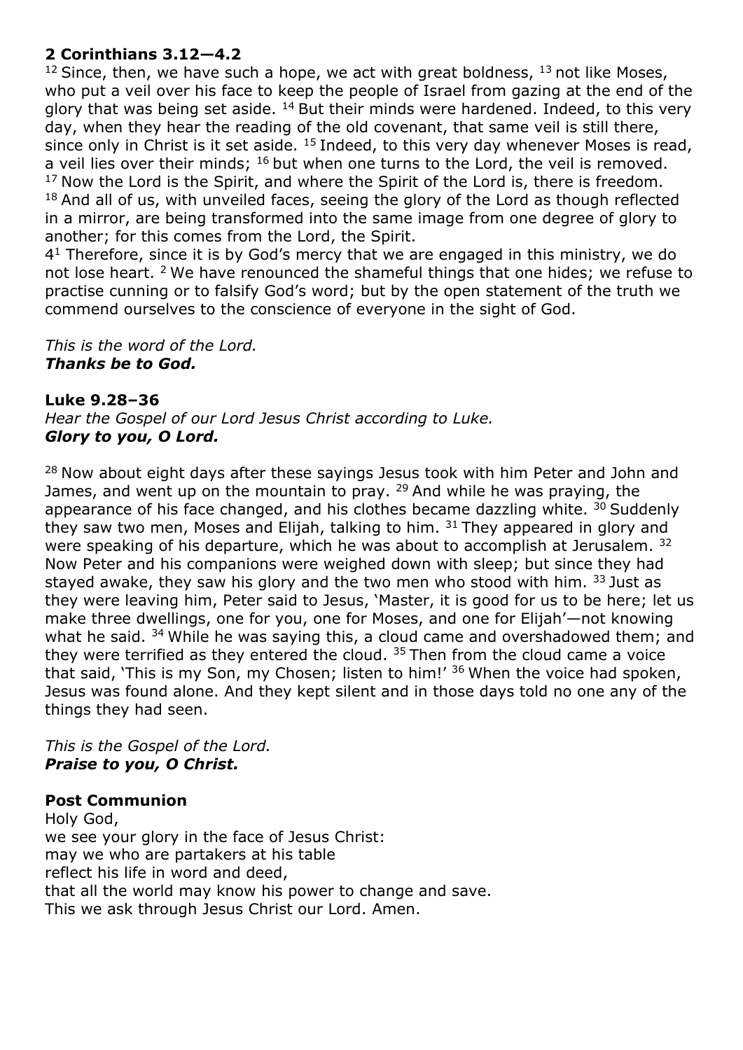## 2 Corinthians 3.12—4.2

[12] Since, then, we have such a hope, we act with great boldness, [13] not like Moses, who put a veil over his face to keep the people of Israel from gazing at the end of the glory that was being set aside. [14] But their minds were hardened. Indeed, to this very day, when they hear the reading of the old covenant, that same veil is still there, since only in Christ is it set aside. [15] Indeed, to this very day whenever Moses is read, a veil lies over their minds; [16] but when one turns to the Lord, the veil is removed. [17] Now the Lord is the Spirit, and where the Spirit of the Lord is, there is freedom. [18] And all of us, with unveiled faces, seeing the glory of the Lord as though reflected in a mirror, are being transformed into the same image from one degree of glory to another; for this comes from the Lord, the Spirit.

4[1] Therefore, since it is by God's mercy that we are engaged in this ministry, we do not lose heart. [2] We have renounced the shameful things that one hides; we refuse to practise cunning or to falsify God's word; but by the open statement of the truth we commend ourselves to the conscience of everyone in the sight of God.

*This is the word of the Lord.*
***Thanks be to God.***

## Luke 9.28–36

*Hear the Gospel of our Lord Jesus Christ according to Luke.*
***Glory to you, O Lord.***

[28] Now about eight days after these sayings Jesus took with him Peter and John and James, and went up on the mountain to pray. [29] And while he was praying, the appearance of his face changed, and his clothes became dazzling white. [30] Suddenly they saw two men, Moses and Elijah, talking to him. [31] They appeared in glory and were speaking of his departure, which he was about to accomplish at Jerusalem. [32] Now Peter and his companions were weighed down with sleep; but since they had stayed awake, they saw his glory and the two men who stood with him. [33] Just as they were leaving him, Peter said to Jesus, 'Master, it is good for us to be here; let us make three dwellings, one for you, one for Moses, and one for Elijah'—not knowing what he said. [34] While he was saying this, a cloud came and overshadowed them; and they were terrified as they entered the cloud. [35] Then from the cloud came a voice that said, 'This is my Son, my Chosen; listen to him!' [36] When the voice had spoken, Jesus was found alone. And they kept silent and in those days told no one any of the things they had seen.

*This is the Gospel of the Lord.*
***Praise to you, O Christ.***

## Post Communion

Holy God,
we see your glory in the face of Jesus Christ:
may we who are partakers at his table
reflect his life in word and deed,
that all the world may know his power to change and save.
This we ask through Jesus Christ our Lord. Amen.